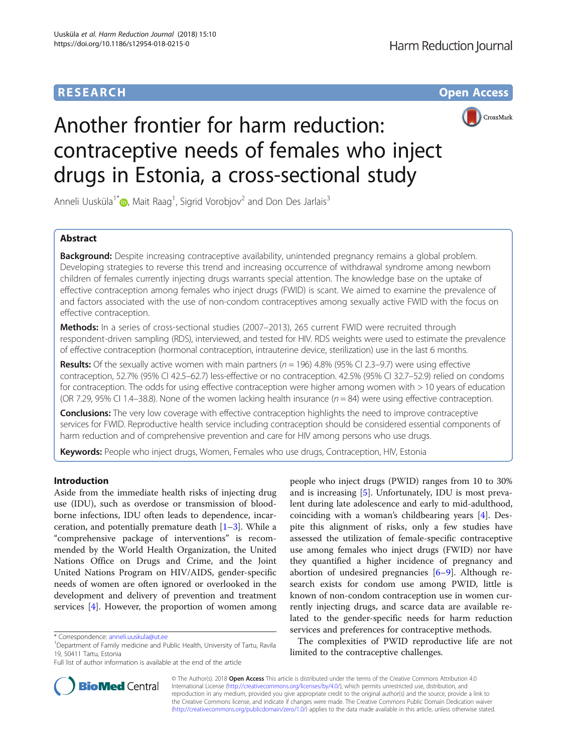RESEARCH Open Access

# Another frontier for harm reduction: contraceptive needs of females who inject drugs in Estonia, a cross-sectional study

Anneli Uusküla[1*], Mait Raag[1], Sigrid Vorobjov[2] and Don Des Jarlais[3]

## Abstract

**Background:** Despite increasing contraceptive availability, unintended pregnancy remains a global problem. Developing strategies to reverse this trend and increasing occurrence of withdrawal syndrome among newborn children of females currently injecting drugs warrants special attention. The knowledge base on the uptake of effective contraception among females who inject drugs (FWID) is scant. We aimed to examine the prevalence of and factors associated with the use of non-condom contraceptives among sexually active FWID with the focus on effective contraception.

**Methods:** In a series of cross-sectional studies (2007–2013), 265 current FWID were recruited through respondent-driven sampling (RDS), interviewed, and tested for HIV. RDS weights were used to estimate the prevalence of effective contraception (hormonal contraception, intrauterine device, sterilization) use in the last 6 months.

**Results:** Of the sexually active women with main partners ($n = 196$) 4.8% (95% CI 2.3–9.7) were using effective contraception, 52.7% (95% CI 42.5–62.7) less-effective or no contraception. 42.5% (95% CI 32.7–52.9) relied on condoms for contraception. The odds for using effective contraception were higher among women with > 10 years of education (OR 7.29, 95% CI 1.4–38.8). None of the women lacking health insurance ($n = 84$) were using effective contraception.

**Conclusions:** The very low coverage with effective contraception highlights the need to improve contraceptive services for FWID. Reproductive health service including contraception should be considered essential components of harm reduction and of comprehensive prevention and care for HIV among persons who use drugs.

**Keywords:** People who inject drugs, Women, Females who use drugs, Contraception, HIV, Estonia

## Introduction

Aside from the immediate health risks of injecting drug use (IDU), such as overdose or transmission of blood-borne infections, IDU often leads to dependence, incarceration, and potentially premature death [1–3]. While a "comprehensive package of interventions" is recommended by the World Health Organization, the United Nations Office on Drugs and Crime, and the Joint United Nations Program on HIV/AIDS, gender-specific needs of women are often ignored or overlooked in the development and delivery of prevention and treatment services [4]. However, the proportion of women among people who inject drugs (PWID) ranges from 10 to 30% and is increasing [5]. Unfortunately, IDU is most prevalent during late adolescence and early to mid-adulthood, coinciding with a woman's childbearing years [4]. Despite this alignment of risks, only a few studies have assessed the utilization of female-specific contraceptive use among females who inject drugs (FWID) nor have they quantified a higher incidence of pregnancy and abortion of undesired pregnancies [6–9]. Although research exists for condom use among PWID, little is known of non-condom contraception use in women currently injecting drugs, and scarce data are available related to the gender-specific needs for harm reduction services and preferences for contraceptive methods.

The complexities of PWID reproductive life are not limited to the contraceptive challenges.

\* Correspondence: anneli.uuskula@ut.ee
[1]Department of Family medicine and Public Health, University of Tartu, Ravila 19, 50411 Tartu, Estonia
Full list of author information is available at the end of the article

© The Author(s). 2018 **Open Access** This article is distributed under the terms of the Creative Commons Attribution 4.0 International License (http://creativecommons.org/licenses/by/4.0/), which permits unrestricted use, distribution, and reproduction in any medium, provided you give appropriate credit to the original author(s) and the source, provide a link to the Creative Commons license, and indicate if changes were made. The Creative Commons Public Domain Dedication waiver (http://creativecommons.org/publicdomain/zero/1.0/) applies to the data made available in this article, unless otherwise stated.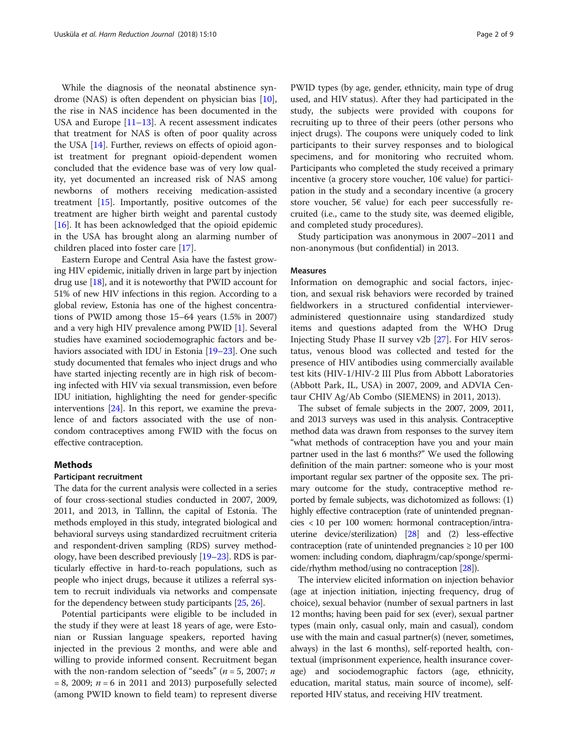While the diagnosis of the neonatal abstinence syndrome (NAS) is often dependent on physician bias [10], the rise in NAS incidence has been documented in the USA and Europe [11–13]. A recent assessment indicates that treatment for NAS is often of poor quality across the USA [14]. Further, reviews on effects of opioid agonist treatment for pregnant opioid-dependent women concluded that the evidence base was of very low quality, yet documented an increased risk of NAS among newborns of mothers receiving medication-assisted treatment [15]. Importantly, positive outcomes of the treatment are higher birth weight and parental custody [16]. It has been acknowledged that the opioid epidemic in the USA has brought along an alarming number of children placed into foster care [17].

Eastern Europe and Central Asia have the fastest growing HIV epidemic, initially driven in large part by injection drug use [18], and it is noteworthy that PWID account for 51% of new HIV infections in this region. According to a global review, Estonia has one of the highest concentrations of PWID among those 15–64 years (1.5% in 2007) and a very high HIV prevalence among PWID [1]. Several studies have examined sociodemographic factors and behaviors associated with IDU in Estonia [19–23]. One such study documented that females who inject drugs and who have started injecting recently are in high risk of becoming infected with HIV via sexual transmission, even before IDU initiation, highlighting the need for gender-specific interventions [24]. In this report, we examine the prevalence of and factors associated with the use of non-condom contraceptives among FWID with the focus on effective contraception.

## Methods

### Participant recruitment

The data for the current analysis were collected in a series of four cross-sectional studies conducted in 2007, 2009, 2011, and 2013, in Tallinn, the capital of Estonia. The methods employed in this study, integrated biological and behavioral surveys using standardized recruitment criteria and respondent-driven sampling (RDS) survey methodology, have been described previously [19–23]. RDS is particularly effective in hard-to-reach populations, such as people who inject drugs, because it utilizes a referral system to recruit individuals via networks and compensate for the dependency between study participants [25, 26].

Potential participants were eligible to be included in the study if they were at least 18 years of age, were Estonian or Russian language speakers, reported having injected in the previous 2 months, and were able and willing to provide informed consent. Recruitment began with the non-random selection of "seeds" ($n = 5$, 2007; $n = 8$, 2009; $n = 6$ in 2011 and 2013) purposefully selected (among PWID known to field team) to represent diverse PWID types (by age, gender, ethnicity, main type of drug used, and HIV status). After they had participated in the study, the subjects were provided with coupons for recruiting up to three of their peers (other persons who inject drugs). The coupons were uniquely coded to link participants to their survey responses and to biological specimens, and for monitoring who recruited whom. Participants who completed the study received a primary incentive (a grocery store voucher, 10€ value) for participation in the study and a secondary incentive (a grocery store voucher, 5€ value) for each peer successfully recruited (i.e., came to the study site, was deemed eligible, and completed study procedures).

Study participation was anonymous in 2007–2011 and non-anonymous (but confidential) in 2013.

### Measures

Information on demographic and social factors, injection, and sexual risk behaviors were recorded by trained fieldworkers in a structured confidential interviewer-administered questionnaire using standardized study items and questions adapted from the WHO Drug Injecting Study Phase II survey v2b [27]. For HIV serostatus, venous blood was collected and tested for the presence of HIV antibodies using commercially available test kits (HIV-1/HIV-2 III Plus from Abbott Laboratories (Abbott Park, IL, USA) in 2007, 2009, and ADVIA Centaur CHIV Ag/Ab Combo (SIEMENS) in 2011, 2013).

The subset of female subjects in the 2007, 2009, 2011, and 2013 surveys was used in this analysis. Contraceptive method data was drawn from responses to the survey item "what methods of contraception have you and your main partner used in the last 6 months?" We used the following definition of the main partner: someone who is your most important regular sex partner of the opposite sex. The primary outcome for the study, contraceptive method reported by female subjects, was dichotomized as follows: (1) highly effective contraception (rate of unintended pregnancies < 10 per 100 women: hormonal contraception/intrauterine device/sterilization) [28] and (2) less-effective contraception (rate of unintended pregnancies ≥ 10 per 100 women: including condom, diaphragm/cap/sponge/spermicide/rhythm method/using no contraception [28]).

The interview elicited information on injection behavior (age at injection initiation, injecting frequency, drug of choice), sexual behavior (number of sexual partners in last 12 months; having been paid for sex (ever), sexual partner types (main only, casual only, main and casual), condom use with the main and casual partner(s) (never, sometimes, always) in the last 6 months), self-reported health, contextual (imprisonment experience, health insurance coverage) and sociodemographic factors (age, ethnicity, education, marital status, main source of income), self-reported HIV status, and receiving HIV treatment.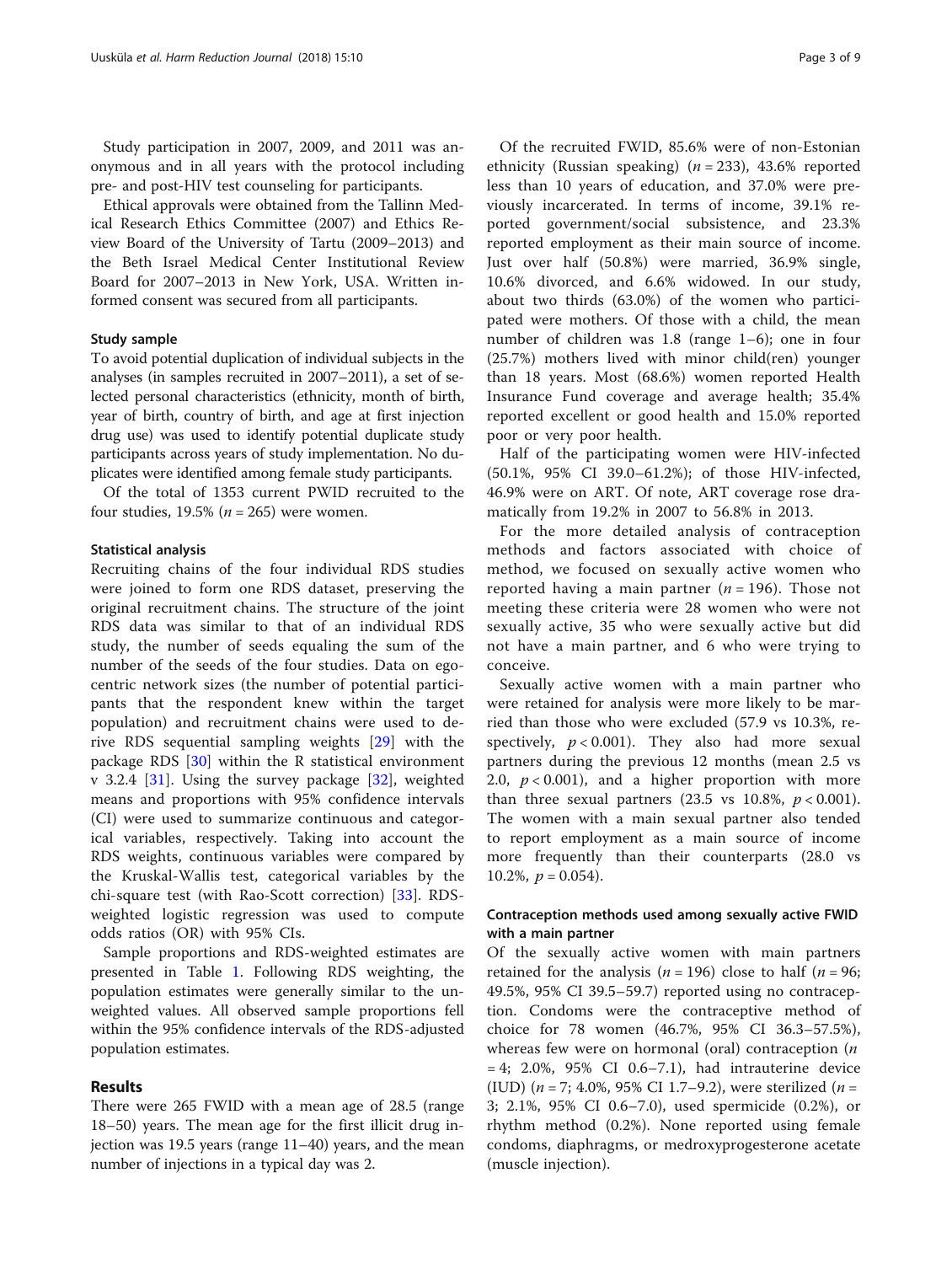Study participation in 2007, 2009, and 2011 was anonymous and in all years with the protocol including pre- and post-HIV test counseling for participants.

Ethical approvals were obtained from the Tallinn Medical Research Ethics Committee (2007) and Ethics Review Board of the University of Tartu (2009–2013) and the Beth Israel Medical Center Institutional Review Board for 2007–2013 in New York, USA. Written informed consent was secured from all participants.

### Study sample

To avoid potential duplication of individual subjects in the analyses (in samples recruited in 2007–2011), a set of selected personal characteristics (ethnicity, month of birth, year of birth, country of birth, and age at first injection drug use) was used to identify potential duplicate study participants across years of study implementation. No duplicates were identified among female study participants.

Of the total of 1353 current PWID recruited to the four studies, 19.5% ($n$ = 265) were women.

### Statistical analysis

Recruiting chains of the four individual RDS studies were joined to form one RDS dataset, preserving the original recruitment chains. The structure of the joint RDS data was similar to that of an individual RDS study, the number of seeds equaling the sum of the number of the seeds of the four studies. Data on egocentric network sizes (the number of potential participants that the respondent knew within the target population) and recruitment chains were used to derive RDS sequential sampling weights [29] with the package RDS [30] within the R statistical environment v 3.2.4 [31]. Using the survey package [32], weighted means and proportions with 95% confidence intervals (CI) were used to summarize continuous and categorical variables, respectively. Taking into account the RDS weights, continuous variables were compared by the Kruskal-Wallis test, categorical variables by the chi-square test (with Rao-Scott correction) [33]. RDS-weighted logistic regression was used to compute odds ratios (OR) with 95% CIs.

Sample proportions and RDS-weighted estimates are presented in Table 1. Following RDS weighting, the population estimates were generally similar to the unweighted values. All observed sample proportions fell within the 95% confidence intervals of the RDS-adjusted population estimates.

## Results

There were 265 FWID with a mean age of 28.5 (range 18–50) years. The mean age for the first illicit drug injection was 19.5 years (range 11–40) years, and the mean number of injections in a typical day was 2.

Of the recruited FWID, 85.6% were of non-Estonian ethnicity (Russian speaking) ($n$ = 233), 43.6% reported less than 10 years of education, and 37.0% were previously incarcerated. In terms of income, 39.1% reported government/social subsistence, and 23.3% reported employment as their main source of income. Just over half (50.8%) were married, 36.9% single, 10.6% divorced, and 6.6% widowed. In our study, about two thirds (63.0%) of the women who participated were mothers. Of those with a child, the mean number of children was 1.8 (range 1–6); one in four (25.7%) mothers lived with minor child(ren) younger than 18 years. Most (68.6%) women reported Health Insurance Fund coverage and average health; 35.4% reported excellent or good health and 15.0% reported poor or very poor health.

Half of the participating women were HIV-infected (50.1%, 95% CI 39.0–61.2%); of those HIV-infected, 46.9% were on ART. Of note, ART coverage rose dramatically from 19.2% in 2007 to 56.8% in 2013.

For the more detailed analysis of contraception methods and factors associated with choice of method, we focused on sexually active women who reported having a main partner ($n$ = 196). Those not meeting these criteria were 28 women who were not sexually active, 35 who were sexually active but did not have a main partner, and 6 who were trying to conceive.

Sexually active women with a main partner who were retained for analysis were more likely to be married than those who were excluded (57.9 vs 10.3%, respectively, $p < 0.001$). They also had more sexual partners during the previous 12 months (mean 2.5 vs 2.0, $p < 0.001$), and a higher proportion with more than three sexual partners (23.5 vs 10.8%, $p < 0.001$). The women with a main sexual partner also tended to report employment as a main source of income more frequently than their counterparts (28.0 vs 10.2%, $p = 0.054$).

### Contraception methods used among sexually active FWID with a main partner

Of the sexually active women with main partners retained for the analysis ($n$ = 196) close to half ($n$ = 96; 49.5%, 95% CI 39.5–59.7) reported using no contraception. Condoms were the contraceptive method of choice for 78 women (46.7%, 95% CI 36.3–57.5%), whereas few were on hormonal (oral) contraception ($n$ = 4; 2.0%, 95% CI 0.6–7.1), had intrauterine device (IUD) ($n$ = 7; 4.0%, 95% CI 1.7–9.2), were sterilized ($n$ = 3; 2.1%, 95% CI 0.6–7.0), used spermicide (0.2%), or rhythm method (0.2%). None reported using female condoms, diaphragms, or medroxyprogesterone acetate (muscle injection).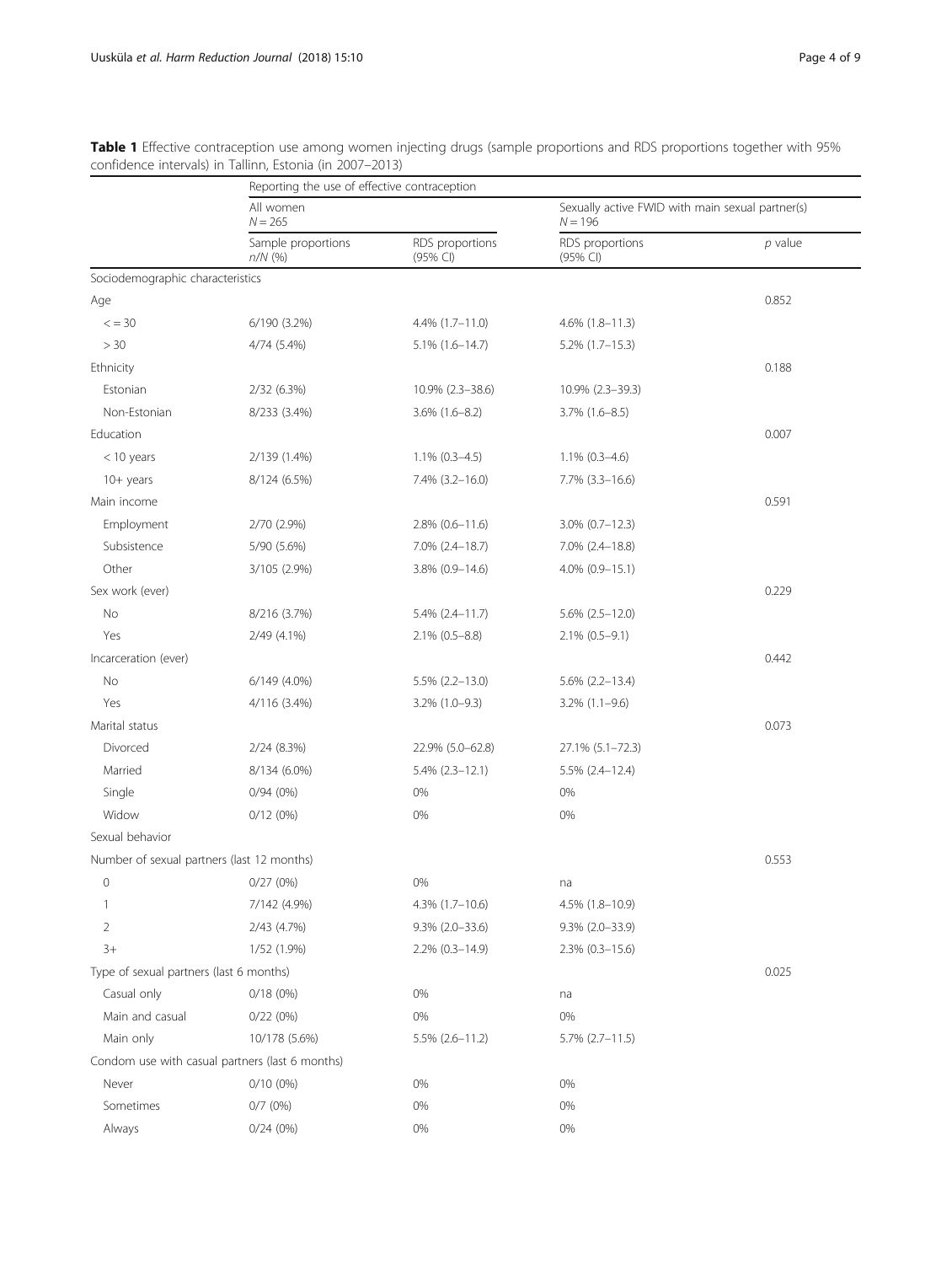**Table 1** Effective contraception use among women injecting drugs (sample proportions and RDS proportions together with 95% confidence intervals) in Tallinn, Estonia (in 2007–2013)

| | Reporting the use of effective contraception | | | |
|---|---|---|---|---|
| | All women $N = 265$ | | Sexually active FWID with main sexual partner(s) $N = 196$ | |
| | Sample proportions $n/N$ (%) | RDS proportions (95% CI) | RDS proportions (95% CI) | $p$ value |
| Sociodemographic characteristics | | | | |
| Age | | | | 0.852 |
| < = 30 | 6/190 (3.2%) | 4.4% (1.7–11.0) | 4.6% (1.8–11.3) | |
| > 30 | 4/74 (5.4%) | 5.1% (1.6–14.7) | 5.2% (1.7–15.3) | |
| Ethnicity | | | | 0.188 |
| Estonian | 2/32 (6.3%) | 10.9% (2.3–38.6) | 10.9% (2.3–39.3) | |
| Non-Estonian | 8/233 (3.4%) | 3.6% (1.6–8.2) | 3.7% (1.6–8.5) | |
| Education | | | | 0.007 |
| < 10 years | 2/139 (1.4%) | 1.1% (0.3–4.5) | 1.1% (0.3–4.6) | |
| 10+ years | 8/124 (6.5%) | 7.4% (3.2–16.0) | 7.7% (3.3–16.6) | |
| Main income | | | | 0.591 |
| Employment | 2/70 (2.9%) | 2.8% (0.6–11.6) | 3.0% (0.7–12.3) | |
| Subsistence | 5/90 (5.6%) | 7.0% (2.4–18.7) | 7.0% (2.4–18.8) | |
| Other | 3/105 (2.9%) | 3.8% (0.9–14.6) | 4.0% (0.9–15.1) | |
| Sex work (ever) | | | | 0.229 |
| No | 8/216 (3.7%) | 5.4% (2.4–11.7) | 5.6% (2.5–12.0) | |
| Yes | 2/49 (4.1%) | 2.1% (0.5–8.8) | 2.1% (0.5–9.1) | |
| Incarceration (ever) | | | | 0.442 |
| No | 6/149 (4.0%) | 5.5% (2.2–13.0) | 5.6% (2.2–13.4) | |
| Yes | 4/116 (3.4%) | 3.2% (1.0–9.3) | 3.2% (1.1–9.6) | |
| Marital status | | | | 0.073 |
| Divorced | 2/24 (8.3%) | 22.9% (5.0–62.8) | 27.1% (5.1–72.3) | |
| Married | 8/134 (6.0%) | 5.4% (2.3–12.1) | 5.5% (2.4–12.4) | |
| Single | 0/94 (0%) | 0% | 0% | |
| Widow | 0/12 (0%) | 0% | 0% | |
| Sexual behavior | | | | |
| Number of sexual partners (last 12 months) | | | | 0.553 |
| 0 | 0/27 (0%) | 0% | na | |
| 1 | 7/142 (4.9%) | 4.3% (1.7–10.6) | 4.5% (1.8–10.9) | |
| 2 | 2/43 (4.7%) | 9.3% (2.0–33.6) | 9.3% (2.0–33.9) | |
| 3+ | 1/52 (1.9%) | 2.2% (0.3–14.9) | 2.3% (0.3–15.6) | |
| Type of sexual partners (last 6 months) | | | | 0.025 |
| Casual only | 0/18 (0%) | 0% | na | |
| Main and casual | 0/22 (0%) | 0% | 0% | |
| Main only | 10/178 (5.6%) | 5.5% (2.6–11.2) | 5.7% (2.7–11.5) | |
| Condom use with casual partners (last 6 months) | | | | |
| Never | 0/10 (0%) | 0% | 0% | |
| Sometimes | 0/7 (0%) | 0% | 0% | |
| Always | 0/24 (0%) | 0% | 0% | |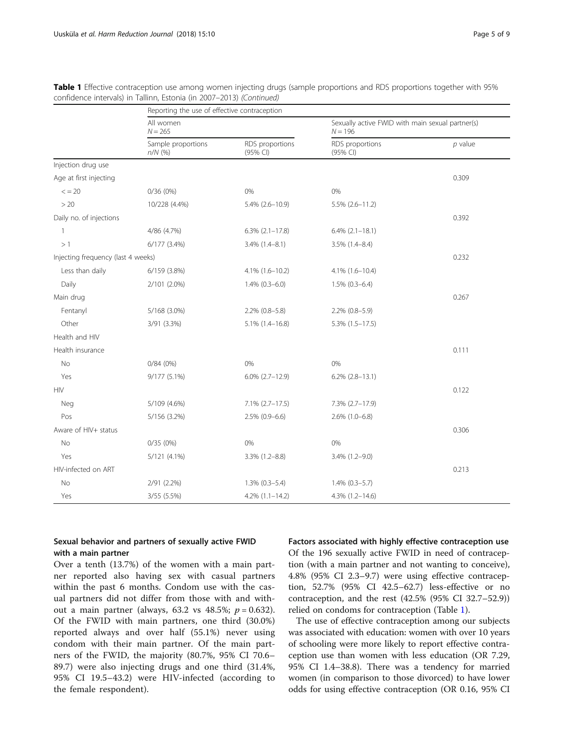**Table 1** Effective contraception use among women injecting drugs (sample proportions and RDS proportions together with 95% confidence intervals) in Tallinn, Estonia (in 2007–2013) *(Continued)*

| | Reporting the use of effective contraception | | | |
|---|---|---|---|---|
| | All women $N = 265$ | | Sexually active FWID with main sexual partner(s) $N = 196$ | |
| | Sample proportions *n/N* (%) | RDS proportions (95% CI) | RDS proportions (95% CI) | *p* value |
| Injection drug use | | | | |
| Age at first injecting | | | | 0.309 |
| <= 20 | 0/36 (0%) | 0% | 0% | |
| > 20 | 10/228 (4.4%) | 5.4% (2.6–10.9) | 5.5% (2.6–11.2) | |
| Daily no. of injections | | | | 0.392 |
| 1 | 4/86 (4.7%) | 6.3% (2.1–17.8) | 6.4% (2.1–18.1) | |
| > 1 | 6/177 (3.4%) | 3.4% (1.4–8.1) | 3.5% (1.4–8.4) | |
| Injecting frequency (last 4 weeks) | | | | 0.232 |
| Less than daily | 6/159 (3.8%) | 4.1% (1.6–10.2) | 4.1% (1.6–10.4) | |
| Daily | 2/101 (2.0%) | 1.4% (0.3–6.0) | 1.5% (0.3–6.4) | |
| Main drug | | | | 0.267 |
| Fentanyl | 5/168 (3.0%) | 2.2% (0.8–5.8) | 2.2% (0.8–5.9) | |
| Other | 3/91 (3.3%) | 5.1% (1.4–16.8) | 5.3% (1.5–17.5) | |
| Health and HIV | | | | |
| Health insurance | | | | 0.111 |
| No | 0/84 (0%) | 0% | 0% | |
| Yes | 9/177 (5.1%) | 6.0% (2.7–12.9) | 6.2% (2.8–13.1) | |
| HIV | | | | 0.122 |
| Neg | 5/109 (4.6%) | 7.1% (2.7–17.5) | 7.3% (2.7–17.9) | |
| Pos | 5/156 (3.2%) | 2.5% (0.9–6.6) | 2.6% (1.0–6.8) | |
| Aware of HIV+ status | | | | 0.306 |
| No | 0/35 (0%) | 0% | 0% | |
| Yes | 5/121 (4.1%) | 3.3% (1.2–8.8) | 3.4% (1.2–9.0) | |
| HIV-infected on ART | | | | 0.213 |
| No | 2/91 (2.2%) | 1.3% (0.3–5.4) | 1.4% (0.3–5.7) | |
| Yes | 3/55 (5.5%) | 4.2% (1.1–14.2) | 4.3% (1.2–14.6) | |

### Sexual behavior and partners of sexually active FWID with a main partner

Over a tenth (13.7%) of the women with a main partner reported also having sex with casual partners within the past 6 months. Condom use with the casual partners did not differ from those with and without a main partner (always, 63.2 vs 48.5%; $p = 0.632$). Of the FWID with main partners, one third (30.0%) reported always and over half (55.1%) never using condom with their main partner. Of the main partners of the FWID, the majority (80.7%, 95% CI 70.6–89.7) were also injecting drugs and one third (31.4%, 95% CI 19.5–43.2) were HIV-infected (according to the female respondent).

### Factors associated with highly effective contraception use

Of the 196 sexually active FWID in need of contraception (with a main partner and not wanting to conceive), 4.8% (95% CI 2.3–9.7) were using effective contraception, 52.7% (95% CI 42.5–62.7) less-effective or no contraception, and the rest (42.5% (95% CI 32.7–52.9)) relied on condoms for contraception (Table 1).

The use of effective contraception among our subjects was associated with education: women with over 10 years of schooling were more likely to report effective contraception use than women with less education (OR 7.29, 95% CI 1.4–38.8). There was a tendency for married women (in comparison to those divorced) to have lower odds for using effective contraception (OR 0.16, 95% CI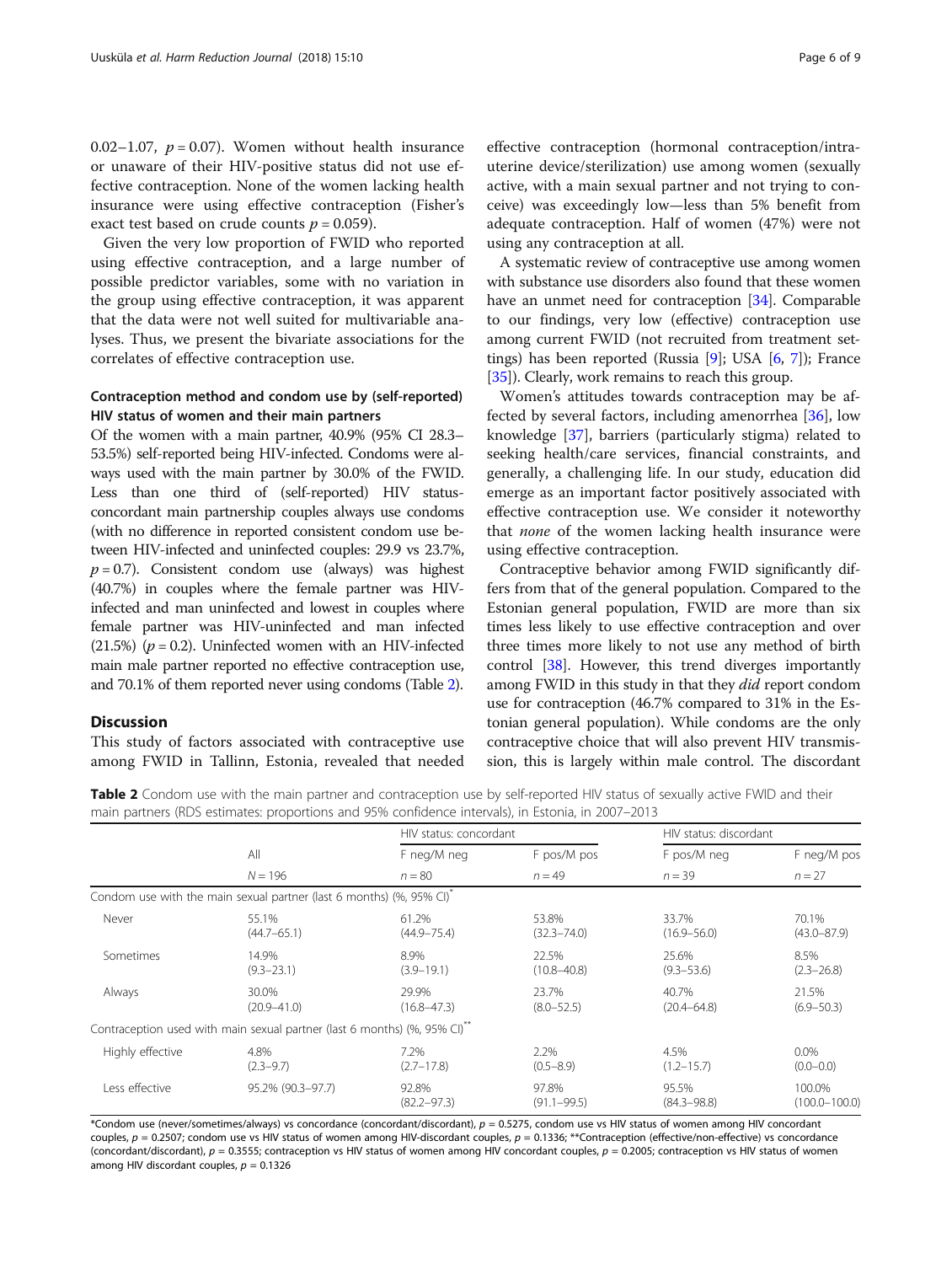0.02–1.07, $p = 0.07$). Women without health insurance or unaware of their HIV-positive status did not use effective contraception. None of the women lacking health insurance were using effective contraception (Fisher's exact test based on crude counts $p = 0.059$).

Given the very low proportion of FWID who reported using effective contraception, and a large number of possible predictor variables, some with no variation in the group using effective contraception, it was apparent that the data were not well suited for multivariable analyses. Thus, we present the bivariate associations for the correlates of effective contraception use.

### Contraception method and condom use by (self-reported) HIV status of women and their main partners

Of the women with a main partner, 40.9% (95% CI 28.3–53.5%) self-reported being HIV-infected. Condoms were always used with the main partner by 30.0% of the FWID. Less than one third of (self-reported) HIV status-concordant main partnership couples always use condoms (with no difference in reported consistent condom use between HIV-infected and uninfected couples: 29.9 vs 23.7%, $p = 0.7$). Consistent condom use (always) was highest (40.7%) in couples where the female partner was HIV-infected and man uninfected and lowest in couples where female partner was HIV-uninfected and man infected (21.5%) ($p = 0.2$). Uninfected women with an HIV-infected main male partner reported no effective contraception use, and 70.1% of them reported never using condoms (Table 2).

## Discussion

This study of factors associated with contraceptive use among FWID in Tallinn, Estonia, revealed that needed effective contraception (hormonal contraception/intrauterine device/sterilization) use among women (sexually active, with a main sexual partner and not trying to conceive) was exceedingly low—less than 5% benefit from adequate contraception. Half of women (47%) were not using any contraception at all.

A systematic review of contraceptive use among women with substance use disorders also found that these women have an unmet need for contraception [34]. Comparable to our findings, very low (effective) contraception use among current FWID (not recruited from treatment settings) has been reported (Russia [9]; USA [6, 7]); France [35]). Clearly, work remains to reach this group.

Women's attitudes towards contraception may be affected by several factors, including amenorrhea [36], low knowledge [37], barriers (particularly stigma) related to seeking health/care services, financial constraints, and generally, a challenging life. In our study, education did emerge as an important factor positively associated with effective contraception use. We consider it noteworthy that *none* of the women lacking health insurance were using effective contraception.

Contraceptive behavior among FWID significantly differs from that of the general population. Compared to the Estonian general population, FWID are more than six times less likely to use effective contraception and over three times more likely to not use any method of birth control [38]. However, this trend diverges importantly among FWID in this study in that they *did* report condom use for contraception (46.7% compared to 31% in the Estonian general population). While condoms are the only contraceptive choice that will also prevent HIV transmission, this is largely within male control. The discordant

**Table 2** Condom use with the main partner and contraception use by self-reported HIV status of sexually active FWID and their main partners (RDS estimates: proportions and 95% confidence intervals), in Estonia, in 2007–2013

| | All | HIV status: concordant | | HIV status: discordant | |
|---|---|---|---|---|---|
| | | F neg/M neg | F pos/M pos | F pos/M neg | F neg/M pos |
| | $N = 196$ | $n = 80$ | $n = 49$ | $n = 39$ | $n = 27$ |
| Condom use with the main sexual partner (last 6 months) (%, 95% CI)* | | | | | |
| Never | 55.1% (44.7–65.1) | 61.2% (44.9–75.4) | 53.8% (32.3–74.0) | 33.7% (16.9–56.0) | 70.1% (43.0–87.9) |
| Sometimes | 14.9% (9.3–23.1) | 8.9% (3.9–19.1) | 22.5% (10.8–40.8) | 25.6% (9.3–53.6) | 8.5% (2.3–26.8) |
| Always | 30.0% (20.9–41.0) | 29.9% (16.8–47.3) | 23.7% (8.0–52.5) | 40.7% (20.4–64.8) | 21.5% (6.9–50.3) |
| Contraception used with main sexual partner (last 6 months) (%, 95% CI)** | | | | | |
| Highly effective | 4.8% (2.3–9.7) | 7.2% (2.7–17.8) | 2.2% (0.5–8.9) | 4.5% (1.2–15.7) | 0.0% (0.0–0.0) |
| Less effective | 95.2% (90.3–97.7) | 92.8% (82.2–97.3) | 97.8% (91.1–99.5) | 95.5% (84.3–98.8) | 100.0% (100.0–100.0) |

*Condom use (never/sometimes/always) vs concordance (concordant/discordant), $p = 0.5275$, condom use vs HIV status of women among HIV concordant couples, $p = 0.2507$; condom use vs HIV status of women among HIV-discordant couples, $p = 0.1336$; **Contraception (effective/non-effective) vs concordance (concordant/discordant), $p = 0.3555$; contraception vs HIV status of women among HIV concordant couples, $p = 0.2005$; contraception vs HIV status of women among HIV discordant couples, $p = 0.1326$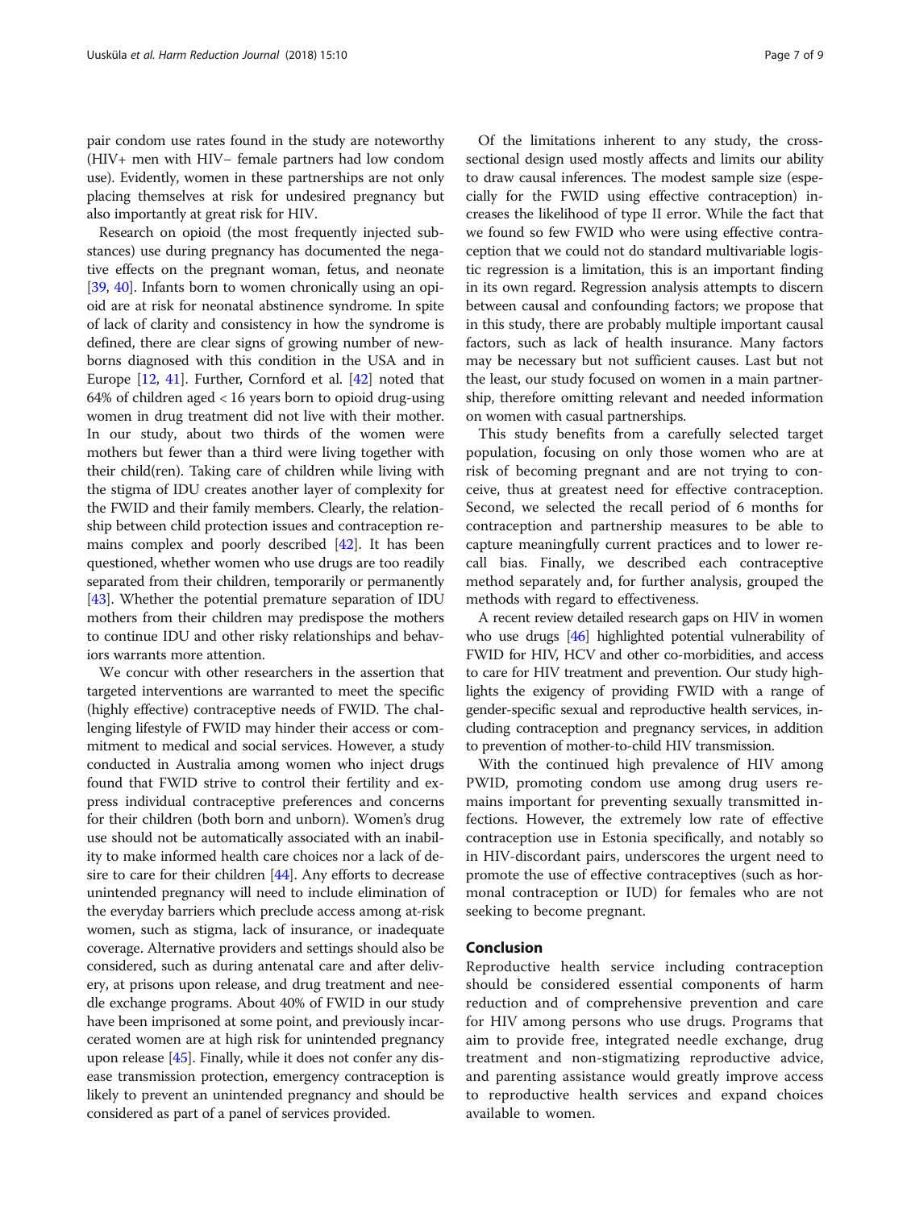pair condom use rates found in the study are noteworthy (HIV+ men with HIV− female partners had low condom use). Evidently, women in these partnerships are not only placing themselves at risk for undesired pregnancy but also importantly at great risk for HIV.

Research on opioid (the most frequently injected substances) use during pregnancy has documented the negative effects on the pregnant woman, fetus, and neonate [39, 40]. Infants born to women chronically using an opioid are at risk for neonatal abstinence syndrome. In spite of lack of clarity and consistency in how the syndrome is defined, there are clear signs of growing number of newborns diagnosed with this condition in the USA and in Europe [12, 41]. Further, Cornford et al. [42] noted that 64% of children aged < 16 years born to opioid drug-using women in drug treatment did not live with their mother. In our study, about two thirds of the women were mothers but fewer than a third were living together with their child(ren). Taking care of children while living with the stigma of IDU creates another layer of complexity for the FWID and their family members. Clearly, the relationship between child protection issues and contraception remains complex and poorly described [42]. It has been questioned, whether women who use drugs are too readily separated from their children, temporarily or permanently [43]. Whether the potential premature separation of IDU mothers from their children may predispose the mothers to continue IDU and other risky relationships and behaviors warrants more attention.

We concur with other researchers in the assertion that targeted interventions are warranted to meet the specific (highly effective) contraceptive needs of FWID. The challenging lifestyle of FWID may hinder their access or commitment to medical and social services. However, a study conducted in Australia among women who inject drugs found that FWID strive to control their fertility and express individual contraceptive preferences and concerns for their children (both born and unborn). Women's drug use should not be automatically associated with an inability to make informed health care choices nor a lack of desire to care for their children [44]. Any efforts to decrease unintended pregnancy will need to include elimination of the everyday barriers which preclude access among at-risk women, such as stigma, lack of insurance, or inadequate coverage. Alternative providers and settings should also be considered, such as during antenatal care and after delivery, at prisons upon release, and drug treatment and needle exchange programs. About 40% of FWID in our study have been imprisoned at some point, and previously incarcerated women are at high risk for unintended pregnancy upon release [45]. Finally, while it does not confer any disease transmission protection, emergency contraception is likely to prevent an unintended pregnancy and should be considered as part of a panel of services provided.

Of the limitations inherent to any study, the cross-sectional design used mostly affects and limits our ability to draw causal inferences. The modest sample size (especially for the FWID using effective contraception) increases the likelihood of type II error. While the fact that we found so few FWID who were using effective contraception that we could not do standard multivariable logistic regression is a limitation, this is an important finding in its own regard. Regression analysis attempts to discern between causal and confounding factors; we propose that in this study, there are probably multiple important causal factors, such as lack of health insurance. Many factors may be necessary but not sufficient causes. Last but not the least, our study focused on women in a main partnership, therefore omitting relevant and needed information on women with casual partnerships.

This study benefits from a carefully selected target population, focusing on only those women who are at risk of becoming pregnant and are not trying to conceive, thus at greatest need for effective contraception. Second, we selected the recall period of 6 months for contraception and partnership measures to be able to capture meaningfully current practices and to lower recall bias. Finally, we described each contraceptive method separately and, for further analysis, grouped the methods with regard to effectiveness.

A recent review detailed research gaps on HIV in women who use drugs [46] highlighted potential vulnerability of FWID for HIV, HCV and other co-morbidities, and access to care for HIV treatment and prevention. Our study highlights the exigency of providing FWID with a range of gender-specific sexual and reproductive health services, including contraception and pregnancy services, in addition to prevention of mother-to-child HIV transmission.

With the continued high prevalence of HIV among PWID, promoting condom use among drug users remains important for preventing sexually transmitted infections. However, the extremely low rate of effective contraception use in Estonia specifically, and notably so in HIV-discordant pairs, underscores the urgent need to promote the use of effective contraceptives (such as hormonal contraception or IUD) for females who are not seeking to become pregnant.

## Conclusion

Reproductive health service including contraception should be considered essential components of harm reduction and of comprehensive prevention and care for HIV among persons who use drugs. Programs that aim to provide free, integrated needle exchange, drug treatment and non-stigmatizing reproductive advice, and parenting assistance would greatly improve access to reproductive health services and expand choices available to women.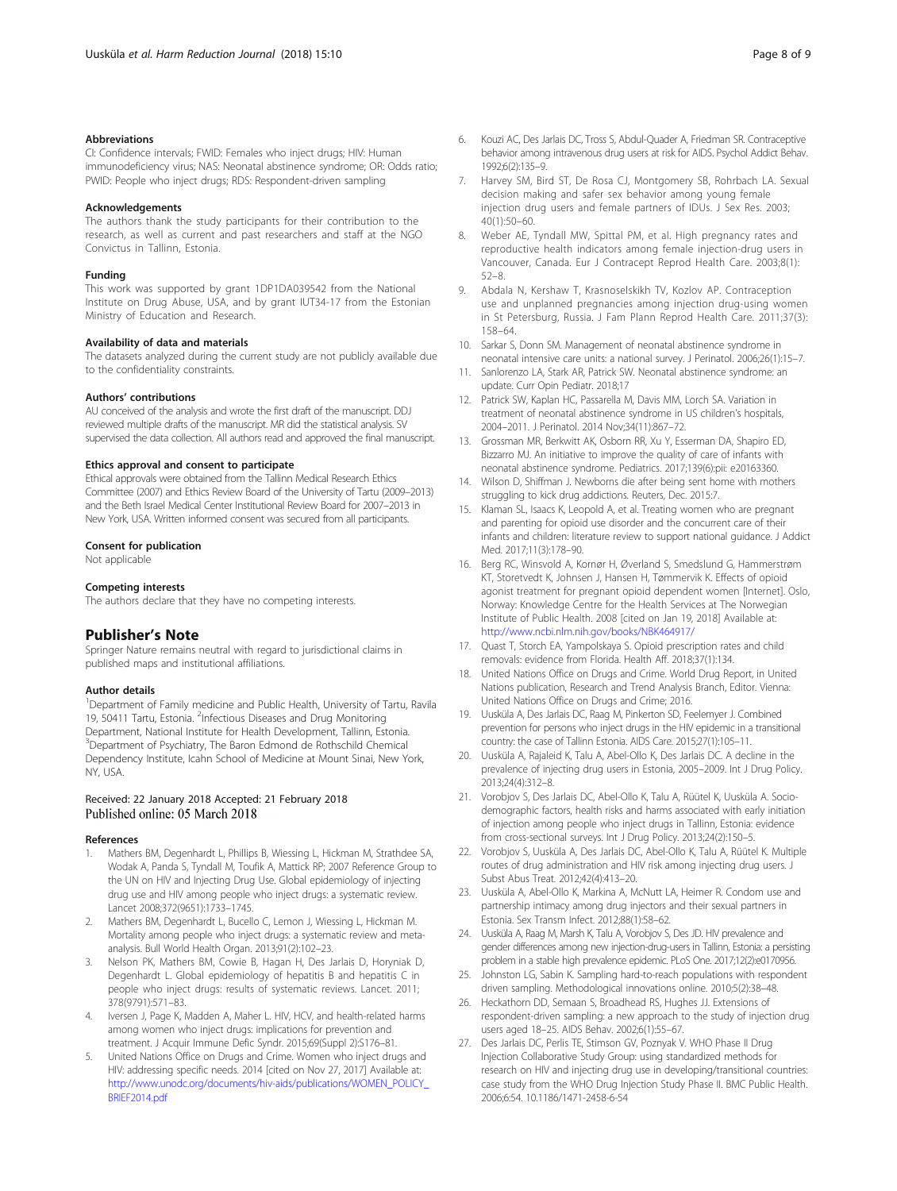### Abbreviations

CI: Confidence intervals; FWID: Females who inject drugs; HIV: Human immunodeficiency virus; NAS: Neonatal abstinence syndrome; OR: Odds ratio; PWID: People who inject drugs; RDS: Respondent-driven sampling

### Acknowledgements

The authors thank the study participants for their contribution to the research, as well as current and past researchers and staff at the NGO Convictus in Tallinn, Estonia.

### Funding

This work was supported by grant 1DP1DA039542 from the National Institute on Drug Abuse, USA, and by grant IUT34-17 from the Estonian Ministry of Education and Research.

### Availability of data and materials

The datasets analyzed during the current study are not publicly available due to the confidentiality constraints.

### Authors' contributions

AU conceived of the analysis and wrote the first draft of the manuscript. DDJ reviewed multiple drafts of the manuscript. MR did the statistical analysis. SV supervised the data collection. All authors read and approved the final manuscript.

### Ethics approval and consent to participate

Ethical approvals were obtained from the Tallinn Medical Research Ethics Committee (2007) and Ethics Review Board of the University of Tartu (2009–2013) and the Beth Israel Medical Center Institutional Review Board for 2007–2013 in New York, USA. Written informed consent was secured from all participants.

### Consent for publication

Not applicable

### Competing interests

The authors declare that they have no competing interests.

## Publisher's Note

Springer Nature remains neutral with regard to jurisdictional claims in published maps and institutional affiliations.

### Author details

[1]Department of Family medicine and Public Health, University of Tartu, Ravila 19, 50411 Tartu, Estonia. [2]Infectious Diseases and Drug Monitoring Department, National Institute for Health Development, Tallinn, Estonia. [3]Department of Psychiatry, The Baron Edmond de Rothschild Chemical Dependency Institute, Icahn School of Medicine at Mount Sinai, New York, NY, USA.

Received: 22 January 2018 Accepted: 21 February 2018
Published online: 05 March 2018

### References

1. Mathers BM, Degenhardt L, Phillips B, Wiessing L, Hickman M, Strathdee SA, Wodak A, Panda S, Tyndall M, Toufik A, Mattick RP; 2007 Reference Group to the UN on HIV and Injecting Drug Use. Global epidemiology of injecting drug use and HIV among people who inject drugs: a systematic review. Lancet 2008;372(9651):1733–1745.
2. Mathers BM, Degenhardt L, Bucello C, Lemon J, Wiessing L, Hickman M. Mortality among people who inject drugs: a systematic review and meta-analysis. Bull World Health Organ. 2013;91(2):102–23.
3. Nelson PK, Mathers BM, Cowie B, Hagan H, Des Jarlais D, Horyniak D, Degenhardt L. Global epidemiology of hepatitis B and hepatitis C in people who inject drugs: results of systematic reviews. Lancet. 2011; 378(9791):571–83.
4. Iversen J, Page K, Madden A, Maher L. HIV, HCV, and health-related harms among women who inject drugs: implications for prevention and treatment. J Acquir Immune Defic Syndr. 2015;69(Suppl 2):S176–81.
5. United Nations Office on Drugs and Crime. Women who inject drugs and HIV: addressing specific needs. 2014 [cited on Nov 27, 2017] Available at: http://www.unodc.org/documents/hiv-aids/publications/WOMEN_POLICY_BRIEF2014.pdf
6. Kouzi AC, Des Jarlais DC, Tross S, Abdul-Quader A, Friedman SR. Contraceptive behavior among intravenous drug users at risk for AIDS. Psychol Addict Behav. 1992;6(2):135–9.
7. Harvey SM, Bird ST, De Rosa CJ, Montgomery SB, Rohrbach LA. Sexual decision making and safer sex behavior among young female injection drug users and female partners of IDUs. J Sex Res. 2003; 40(1):50–60.
8. Weber AE, Tyndall MW, Spittal PM, et al. High pregnancy rates and reproductive health indicators among female injection-drug users in Vancouver, Canada. Eur J Contracept Reprod Health Care. 2003;8(1): 52–8.
9. Abdala N, Kershaw T, Krasnoselskikh TV, Kozlov AP. Contraception use and unplanned pregnancies among injection drug-using women in St Petersburg, Russia. J Fam Plann Reprod Health Care. 2011;37(3): 158–64.
10. Sarkar S, Donn SM. Management of neonatal abstinence syndrome in neonatal intensive care units: a national survey. J Perinatol. 2006;26(1):15–7.
11. Sanlorenzo LA, Stark AR, Patrick SW. Neonatal abstinence syndrome: an update. Curr Opin Pediatr. 2018;17
12. Patrick SW, Kaplan HC, Passarella M, Davis MM, Lorch SA. Variation in treatment of neonatal abstinence syndrome in US children's hospitals, 2004–2011. J Perinatol. 2014 Nov;34(11):867–72.
13. Grossman MR, Berkwitt AK, Osborn RR, Xu Y, Esserman DA, Shapiro ED, Bizzarro MJ. An initiative to improve the quality of care of infants with neonatal abstinence syndrome. Pediatrics. 2017;139(6):pii: e20163360.
14. Wilson D, Shiffman J. Newborns die after being sent home with mothers struggling to kick drug addictions. Reuters, Dec. 2015:7.
15. Klaman SL, Isaacs K, Leopold A, et al. Treating women who are pregnant and parenting for opioid use disorder and the concurrent care of their infants and children: literature review to support national guidance. J Addict Med. 2017;11(3):178–90.
16. Berg RC, Winsvold A, Kornør H, Øverland S, Smedslund G, Hammerstrøm KT, Storetvedt K, Johnsen J, Hansen H, Tømmervik K. Effects of opioid agonist treatment for pregnant opioid dependent women [Internet]. Oslo, Norway: Knowledge Centre for the Health Services at The Norwegian Institute of Public Health. 2008 [cited on Jan 19, 2018] Available at: http://www.ncbi.nlm.nih.gov/books/NBK464917/
17. Quast T, Storch EA, Yampolskaya S. Opioid prescription rates and child removals: evidence from Florida. Health Aff. 2018;37(1):134.
18. United Nations Office on Drugs and Crime. World Drug Report, in United Nations publication, Research and Trend Analysis Branch, Editor. Vienna: United Nations Office on Drugs and Crime; 2016.
19. Uusküla A, Des Jarlais DC, Raag M, Pinkerton SD, Feelemyer J. Combined prevention for persons who inject drugs in the HIV epidemic in a transitional country: the case of Tallinn Estonia. AIDS Care. 2015;27(1):105–11.
20. Uusküla A, Rajaleid K, Talu A, Abel-Ollo K, Des Jarlais DC. A decline in the prevalence of injecting drug users in Estonia, 2005–2009. Int J Drug Policy. 2013;24(4):312–8.
21. Vorobjov S, Des Jarlais DC, Abel-Ollo K, Talu A, Rüütel K, Uusküla A. Socio-demographic factors, health risks and harms associated with early initiation of injection among people who inject drugs in Tallinn, Estonia: evidence from cross-sectional surveys. Int J Drug Policy. 2013;24(2):150–5.
22. Vorobjov S, Uusküla A, Des Jarlais DC, Abel-Ollo K, Talu A, Rüütel K. Multiple routes of drug administration and HIV risk among injecting drug users. J Subst Abus Treat. 2012;42(4):413–20.
23. Uusküla A, Abel-Ollo K, Markina A, McNutt LA, Heimer R. Condom use and partnership intimacy among drug injectors and their sexual partners in Estonia. Sex Transm Infect. 2012;88(1):58–62.
24. Uusküla A, Raag M, Marsh K, Talu A, Vorobjov S, Des JD. HIV prevalence and gender differences among new injection-drug-users in Tallinn, Estonia: a persisting problem in a stable high prevalence epidemic. PLoS One. 2017;12(2):e0170956.
25. Johnston LG, Sabin K. Sampling hard-to-reach populations with respondent driven sampling. Methodological innovations online. 2010;5(2):38–48.
26. Heckathorn DD, Semaan S, Broadhead RS, Hughes JJ. Extensions of respondent-driven sampling: a new approach to the study of injection drug users aged 18–25. AIDS Behav. 2002;6(1):55–67.
27. Des Jarlais DC, Perlis TE, Stimson GV, Poznyak V. WHO Phase II Drug Injection Collaborative Study Group: using standardized methods for research on HIV and injecting drug use in developing/transitional countries: case study from the WHO Drug Injection Study Phase II. BMC Public Health. 2006;6:54. 10.1186/1471-2458-6-54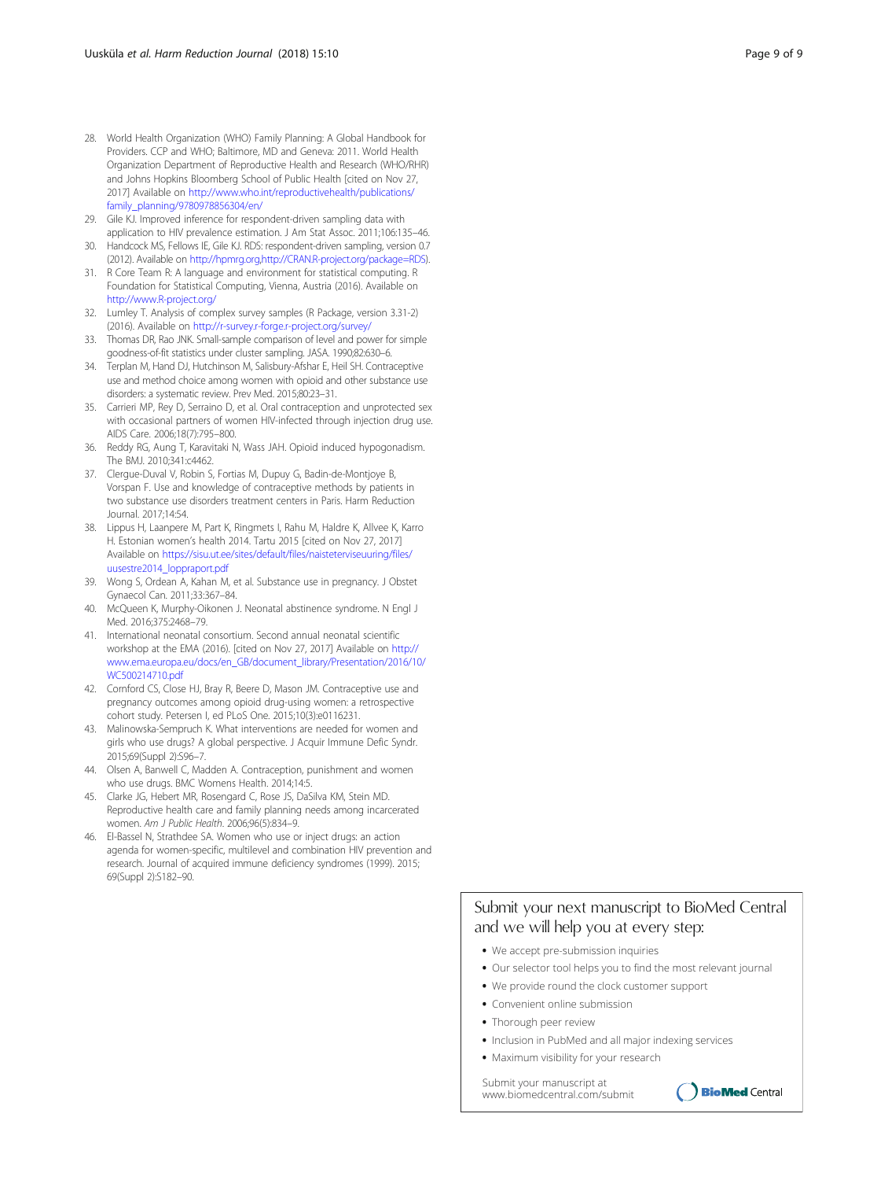28. World Health Organization (WHO) Family Planning: A Global Handbook for Providers. CCP and WHO; Baltimore, MD and Geneva: 2011. World Health Organization Department of Reproductive Health and Research (WHO/RHR) and Johns Hopkins Bloomberg School of Public Health [cited on Nov 27, 2017] Available on http://www.who.int/reproductivehealth/publications/family_planning/9780978856304/en/
29. Gile KJ. Improved inference for respondent-driven sampling data with application to HIV prevalence estimation. J Am Stat Assoc. 2011;106:135–46.
30. Handcock MS, Fellows IE, Gile KJ. RDS: respondent-driven sampling, version 0.7 (2012). Available on http://hpmrg.org,http://CRAN.R-project.org/package=RDS).
31. R Core Team R: A language and environment for statistical computing. R Foundation for Statistical Computing, Vienna, Austria (2016). Available on http://www.R-project.org/
32. Lumley T. Analysis of complex survey samples (R Package, version 3.31-2) (2016). Available on http://r-survey.r-forge.r-project.org/survey/
33. Thomas DR, Rao JNK. Small-sample comparison of level and power for simple goodness-of-fit statistics under cluster sampling. JASA. 1990;82:630–6.
34. Terplan M, Hand DJ, Hutchinson M, Salisbury-Afshar E, Heil SH. Contraceptive use and method choice among women with opioid and other substance use disorders: a systematic review. Prev Med. 2015;80:23–31.
35. Carrieri MP, Rey D, Serraino D, et al. Oral contraception and unprotected sex with occasional partners of women HIV-infected through injection drug use. AIDS Care. 2006;18(7):795–800.
36. Reddy RG, Aung T, Karavitaki N, Wass JAH. Opioid induced hypogonadism. The BMJ. 2010;341:c4462.
37. Clergue-Duval V, Robin S, Fortias M, Dupuy G, Badin-de-Montjoye B, Vorspan F. Use and knowledge of contraceptive methods by patients in two substance use disorders treatment centers in Paris. Harm Reduction Journal. 2017;14:54.
38. Lippus H, Laanpere M, Part K, Ringmets I, Rahu M, Haldre K, Allvee K, Karro H. Estonian women's health 2014. Tartu 2015 [cited on Nov 27, 2017] Available on https://sisu.ut.ee/sites/default/files/naisteterviseuuring/files/uusestre2014_loppraport.pdf
39. Wong S, Ordean A, Kahan M, et al. Substance use in pregnancy. J Obstet Gynaecol Can. 2011;33:367–84.
40. McQueen K, Murphy-Oikonen J. Neonatal abstinence syndrome. N Engl J Med. 2016;375:2468–79.
41. International neonatal consortium. Second annual neonatal scientific workshop at the EMA (2016). [cited on Nov 27, 2017] Available on http://www.ema.europa.eu/docs/en_GB/document_library/Presentation/2016/10/WC500214710.pdf
42. Cornford CS, Close HJ, Bray R, Beere D, Mason JM. Contraceptive use and pregnancy outcomes among opioid drug-using women: a retrospective cohort study. Petersen I, ed PLoS One. 2015;10(3):e0116231.
43. Malinowska-Sempruch K. What interventions are needed for women and girls who use drugs? A global perspective. J Acquir Immune Defic Syndr. 2015;69(Suppl 2):S96–7.
44. Olsen A, Banwell C, Madden A. Contraception, punishment and women who use drugs. BMC Womens Health. 2014;14:5.
45. Clarke JG, Hebert MR, Rosengard C, Rose JS, DaSilva KM, Stein MD. Reproductive health care and family planning needs among incarcerated women. *Am J Public Health*. 2006;96(5):834–9.
46. El-Bassel N, Strathdee SA. Women who use or inject drugs: an action agenda for women-specific, multilevel and combination HIV prevention and research. Journal of acquired immune deficiency syndromes (1999). 2015; 69(Suppl 2):S182–90.

Submit your next manuscript to BioMed Central and we will help you at every step:

- We accept pre-submission inquiries
- Our selector tool helps you to find the most relevant journal
- We provide round the clock customer support
- Convenient online submission
- Thorough peer review
- Inclusion in PubMed and all major indexing services
- Maximum visibility for your research

Submit your manuscript at www.biomedcentral.com/submit

BioMed Central